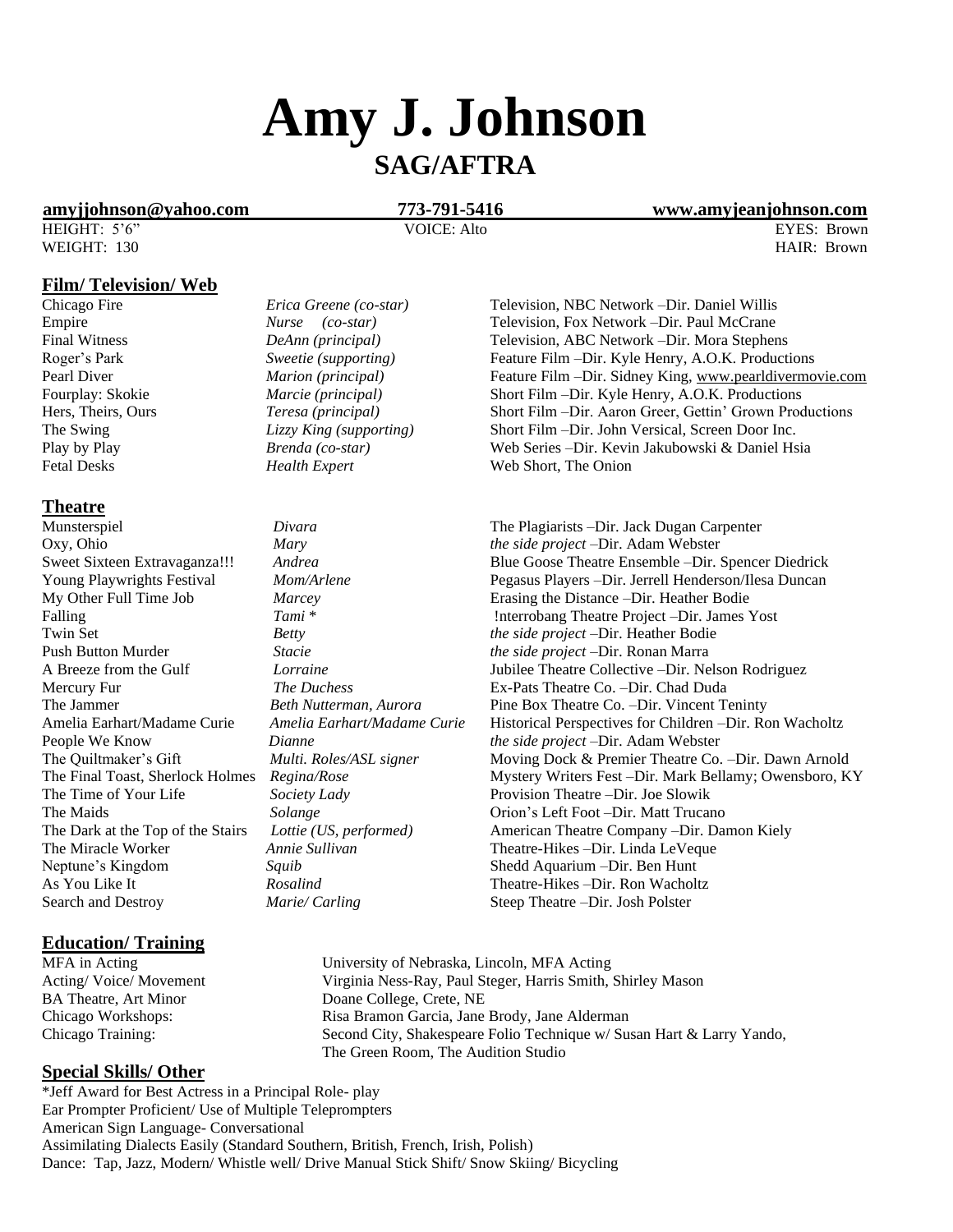# Amy J. Johnson

## SAG/AFTRA

| amyjjohnson@yahoo.com | 773-791-5416 | www.amyjeanjohnson.com |
|---|---|---|
| HEIGHT: 5'6" | VOICE: Alto | EYES: Brown |
| WEIGHT: 130 | | HAIR: Brown |

## Film/ Television/ Web

| | | |
|---|---|---|
| Chicago Fire | *Erica Greene (co-star)* | Television, NBC Network –Dir. Daniel Willis |
| Empire | *Nurse (co-star)* | Television, Fox Network –Dir. Paul McCrane |
| Final Witness | *DeAnn (principal)* | Television, ABC Network –Dir. Mora Stephens |
| Roger's Park | *Sweetie (supporting)* | Feature Film –Dir. Kyle Henry, A.O.K. Productions |
| Pearl Diver | *Marion (principal)* | Feature Film –Dir. Sidney King, www.pearldivermovie.com |
| Fourplay: Skokie | *Marcie (principal)* | Short Film –Dir. Kyle Henry, A.O.K. Productions |
| Hers, Theirs, Ours | *Teresa (principal)* | Short Film –Dir. Aaron Greer, Gettin' Grown Productions |
| The Swing | *Lizzy King (supporting)* | Short Film –Dir. John Versical, Screen Door Inc. |
| Play by Play | *Brenda (co-star)* | Web Series –Dir. Kevin Jakubowski & Daniel Hsia |
| Fetal Desks | *Health Expert* | Web Short, The Onion |

## Theatre

| | | |
|---|---|---|
| Munsterspiel | *Divara* | The Plagiarists –Dir. Jack Dugan Carpenter |
| Oxy, Ohio | *Mary* | *the side project* –Dir. Adam Webster |
| Sweet Sixteen Extravaganza!!! | *Andrea* | Blue Goose Theatre Ensemble –Dir. Spencer Diedrick |
| Young Playwrights Festival | *Mom/Arlene* | Pegasus Players –Dir. Jerrell Henderson/Ilesa Duncan |
| My Other Full Time Job | *Marcey* | Erasing the Distance –Dir. Heather Bodie |
| Falling | *Tami* * | !nterrobang Theatre Project –Dir. James Yost |
| Twin Set | *Betty* | *the side project* –Dir. Heather Bodie |
| Push Button Murder | *Stacie* | *the side project* –Dir. Ronan Marra |
| A Breeze from the Gulf | *Lorraine* | Jubilee Theatre Collective –Dir. Nelson Rodriguez |
| Mercury Fur | *The Duchess* | Ex-Pats Theatre Co. –Dir. Chad Duda |
| The Jammer | *Beth Nutterman, Aurora* | Pine Box Theatre Co. –Dir. Vincent Teninty |
| Amelia Earhart/Madame Curie | *Amelia Earhart/Madame Curie* | Historical Perspectives for Children –Dir. Ron Wacholtz |
| People We Know | *Dianne* | *the side project* –Dir. Adam Webster |
| The Quiltmaker's Gift | *Multi. Roles/ASL signer* | Moving Dock & Premier Theatre Co. –Dir. Dawn Arnold |
| The Final Toast, Sherlock Holmes | *Regina/Rose* | Mystery Writers Fest –Dir. Mark Bellamy; Owensboro, KY |
| The Time of Your Life | *Society Lady* | Provision Theatre –Dir. Joe Slowik |
| The Maids | *Solange* | Orion's Left Foot –Dir. Matt Trucano |
| The Dark at the Top of the Stairs | *Lottie (US, performed)* | American Theatre Company –Dir. Damon Kiely |
| The Miracle Worker | *Annie Sullivan* | Theatre-Hikes –Dir. Linda LeVeque |
| Neptune's Kingdom | *Squib* | Shedd Aquarium –Dir. Ben Hunt |
| As You Like It | *Rosalind* | Theatre-Hikes –Dir. Ron Wacholtz |
| Search and Destroy | *Marie/ Carling* | Steep Theatre –Dir. Josh Polster |

## Education/ Training

| | |
|---|---|
| MFA in Acting | University of Nebraska, Lincoln, MFA Acting |
| Acting/ Voice/ Movement | Virginia Ness-Ray, Paul Steger, Harris Smith, Shirley Mason |
| BA Theatre, Art Minor | Doane College, Crete, NE |
| Chicago Workshops: | Risa Bramon Garcia, Jane Brody, Jane Alderman |
| Chicago Training: | Second City, Shakespeare Folio Technique w/ Susan Hart & Larry Yando, The Green Room, The Audition Studio |

## Special Skills/ Other

*Jeff Award for Best Actress in a Principal Role- play
Ear Prompter Proficient/ Use of Multiple Teleprompters
American Sign Language- Conversational
Assimilating Dialects Easily (Standard Southern, British, French, Irish, Polish)
Dance: Tap, Jazz, Modern/ Whistle well/ Drive Manual Stick Shift/ Snow Skiing/ Bicycling